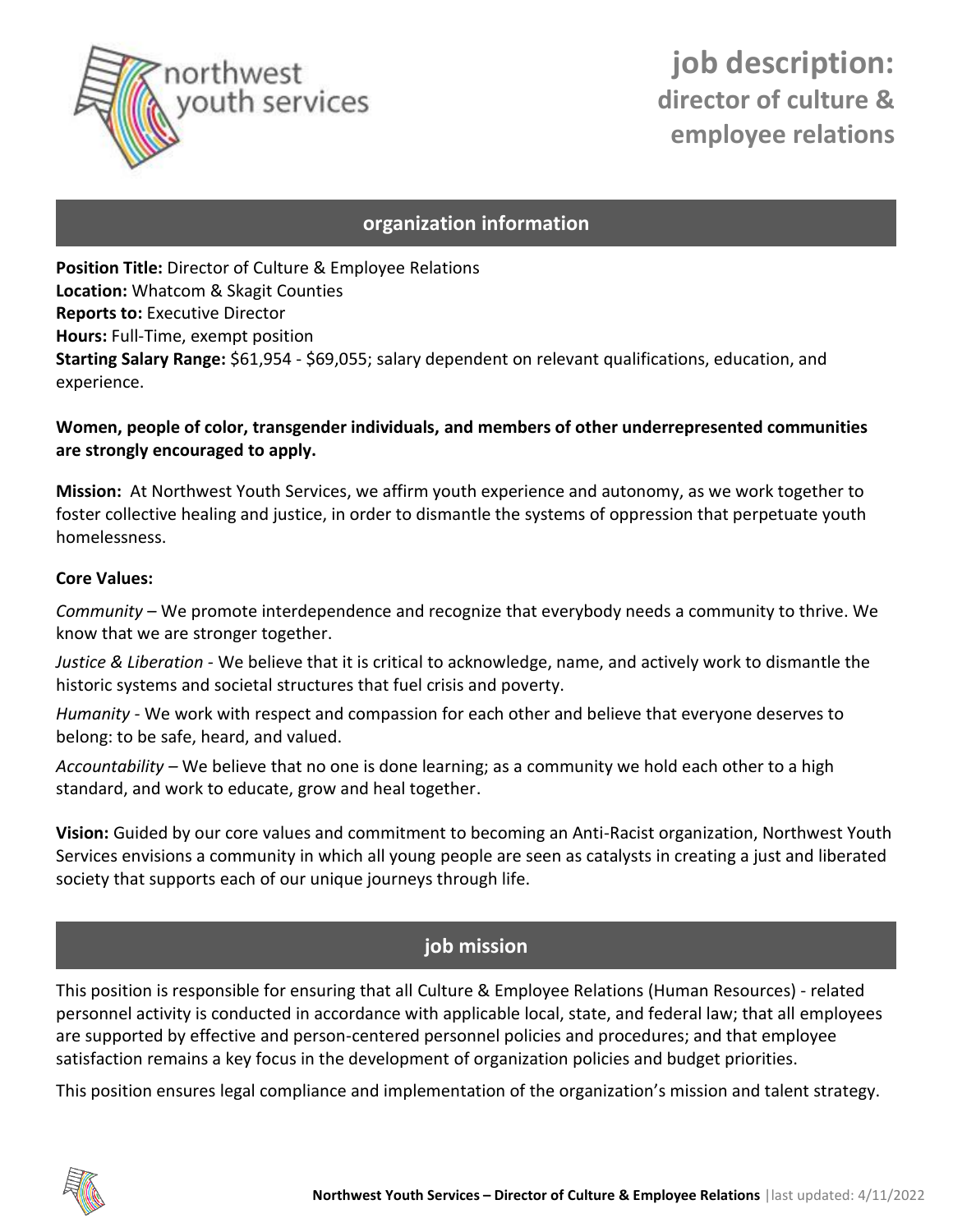# job description: director of culture & employee relations

## organization information

**Position Title:** Director of Culture & Employee Relations
**Location:** Whatcom & Skagit Counties
**Reports to:** Executive Director
**Hours:** Full-Time, exempt position
**Starting Salary Range:** $61,954 - $69,055; salary dependent on relevant qualifications, education, and experience.

**Women, people of color, transgender individuals, and members of other underrepresented communities are strongly encouraged to apply.**

**Mission:** At Northwest Youth Services, we affirm youth experience and autonomy, as we work together to foster collective healing and justice, in order to dismantle the systems of oppression that perpetuate youth homelessness.

**Core Values:**

*Community* – We promote interdependence and recognize that everybody needs a community to thrive. We know that we are stronger together.

*Justice & Liberation* - We believe that it is critical to acknowledge, name, and actively work to dismantle the historic systems and societal structures that fuel crisis and poverty.

*Humanity* - We work with respect and compassion for each other and believe that everyone deserves to belong: to be safe, heard, and valued.

*Accountability* – We believe that no one is done learning; as a community we hold each other to a high standard, and work to educate, grow and heal together.

**Vision:** Guided by our core values and commitment to becoming an Anti-Racist organization, Northwest Youth Services envisions a community in which all young people are seen as catalysts in creating a just and liberated society that supports each of our unique journeys through life.

## job mission

This position is responsible for ensuring that all Culture & Employee Relations (Human Resources) - related personnel activity is conducted in accordance with applicable local, state, and federal law; that all employees are supported by effective and person-centered personnel policies and procedures; and that employee satisfaction remains a key focus in the development of organization policies and budget priorities.

This position ensures legal compliance and implementation of the organization's mission and talent strategy.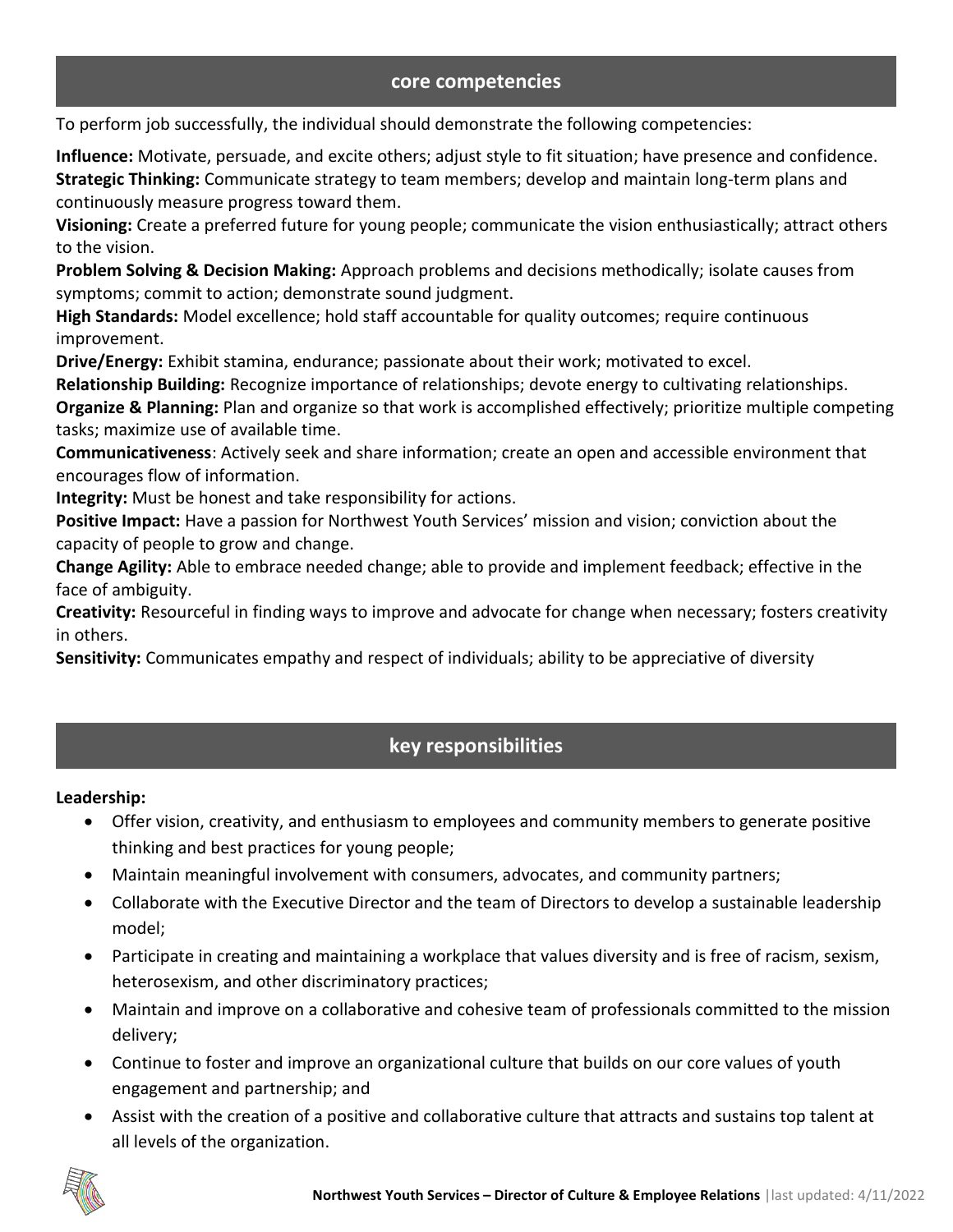## core competencies

To perform job successfully, the individual should demonstrate the following competencies:

**Influence:** Motivate, persuade, and excite others; adjust style to fit situation; have presence and confidence.
**Strategic Thinking:** Communicate strategy to team members; develop and maintain long-term plans and continuously measure progress toward them.
**Visioning:** Create a preferred future for young people; communicate the vision enthusiastically; attract others to the vision.
**Problem Solving & Decision Making:** Approach problems and decisions methodically; isolate causes from symptoms; commit to action; demonstrate sound judgment.
**High Standards:** Model excellence; hold staff accountable for quality outcomes; require continuous improvement.
**Drive/Energy:** Exhibit stamina, endurance; passionate about their work; motivated to excel.
**Relationship Building:** Recognize importance of relationships; devote energy to cultivating relationships.
**Organize & Planning:** Plan and organize so that work is accomplished effectively; prioritize multiple competing tasks; maximize use of available time.
**Communicativeness**: Actively seek and share information; create an open and accessible environment that encourages flow of information.
**Integrity:** Must be honest and take responsibility for actions.
**Positive Impact:** Have a passion for Northwest Youth Services' mission and vision; conviction about the capacity of people to grow and change.
**Change Agility:** Able to embrace needed change; able to provide and implement feedback; effective in the face of ambiguity.
**Creativity:** Resourceful in finding ways to improve and advocate for change when necessary; fosters creativity in others.
**Sensitivity:** Communicates empathy and respect of individuals; ability to be appreciative of diversity

## key responsibilities

**Leadership:**

- Offer vision, creativity, and enthusiasm to employees and community members to generate positive thinking and best practices for young people;
- Maintain meaningful involvement with consumers, advocates, and community partners;
- Collaborate with the Executive Director and the team of Directors to develop a sustainable leadership model;
- Participate in creating and maintaining a workplace that values diversity and is free of racism, sexism, heterosexism, and other discriminatory practices;
- Maintain and improve on a collaborative and cohesive team of professionals committed to the mission delivery;
- Continue to foster and improve an organizational culture that builds on our core values of youth engagement and partnership; and
- Assist with the creation of a positive and collaborative culture that attracts and sustains top talent at all levels of the organization.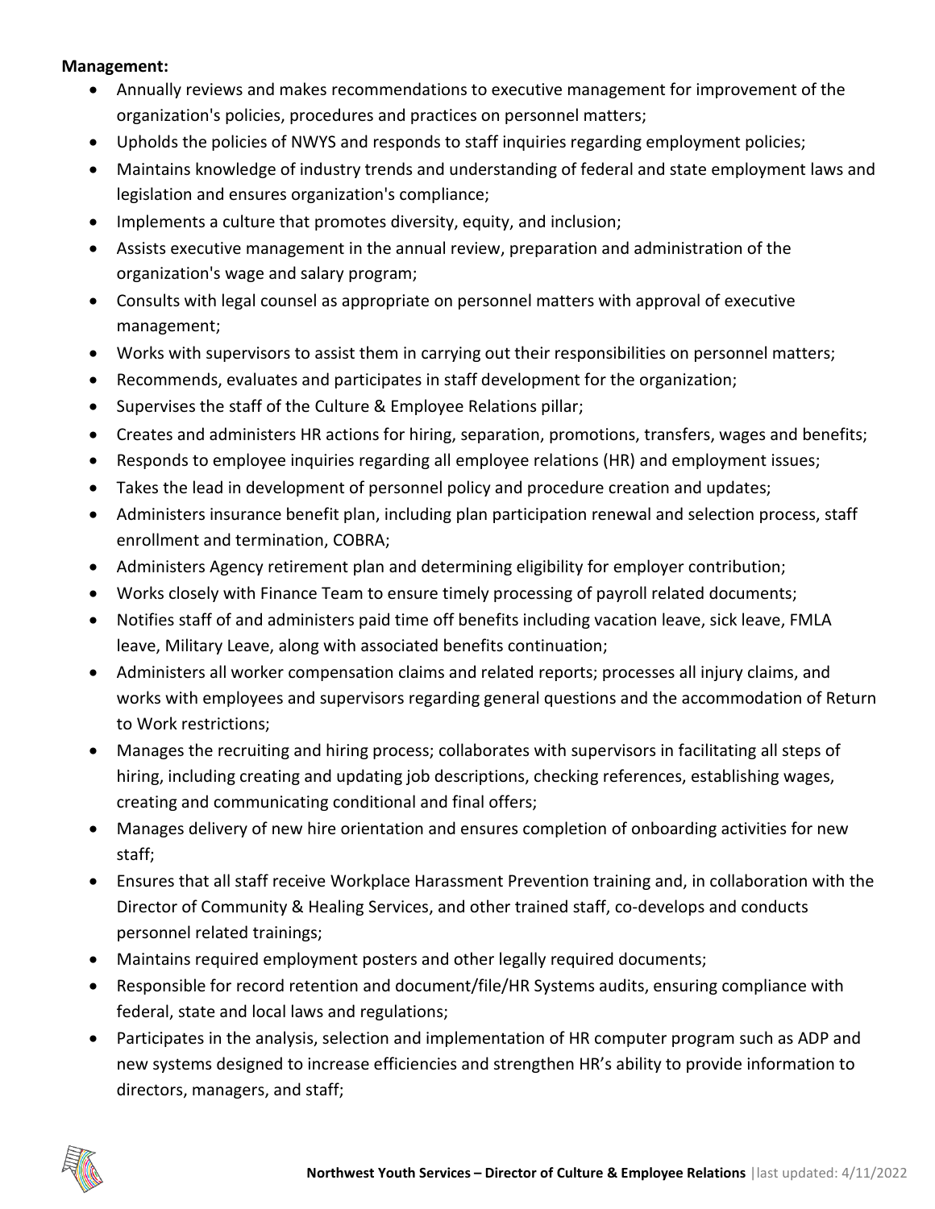**Management:**

- Annually reviews and makes recommendations to executive management for improvement of the organization's policies, procedures and practices on personnel matters;
- Upholds the policies of NWYS and responds to staff inquiries regarding employment policies;
- Maintains knowledge of industry trends and understanding of federal and state employment laws and legislation and ensures organization's compliance;
- Implements a culture that promotes diversity, equity, and inclusion;
- Assists executive management in the annual review, preparation and administration of the organization's wage and salary program;
- Consults with legal counsel as appropriate on personnel matters with approval of executive management;
- Works with supervisors to assist them in carrying out their responsibilities on personnel matters;
- Recommends, evaluates and participates in staff development for the organization;
- Supervises the staff of the Culture & Employee Relations pillar;
- Creates and administers HR actions for hiring, separation, promotions, transfers, wages and benefits;
- Responds to employee inquiries regarding all employee relations (HR) and employment issues;
- Takes the lead in development of personnel policy and procedure creation and updates;
- Administers insurance benefit plan, including plan participation renewal and selection process, staff enrollment and termination, COBRA;
- Administers Agency retirement plan and determining eligibility for employer contribution;
- Works closely with Finance Team to ensure timely processing of payroll related documents;
- Notifies staff of and administers paid time off benefits including vacation leave, sick leave, FMLA leave, Military Leave, along with associated benefits continuation;
- Administers all worker compensation claims and related reports; processes all injury claims, and works with employees and supervisors regarding general questions and the accommodation of Return to Work restrictions;
- Manages the recruiting and hiring process; collaborates with supervisors in facilitating all steps of hiring, including creating and updating job descriptions, checking references, establishing wages, creating and communicating conditional and final offers;
- Manages delivery of new hire orientation and ensures completion of onboarding activities for new staff;
- Ensures that all staff receive Workplace Harassment Prevention training and, in collaboration with the Director of Community & Healing Services, and other trained staff, co-develops and conducts personnel related trainings;
- Maintains required employment posters and other legally required documents;
- Responsible for record retention and document/file/HR Systems audits, ensuring compliance with federal, state and local laws and regulations;
- Participates in the analysis, selection and implementation of HR computer program such as ADP and new systems designed to increase efficiencies and strengthen HR's ability to provide information to directors, managers, and staff;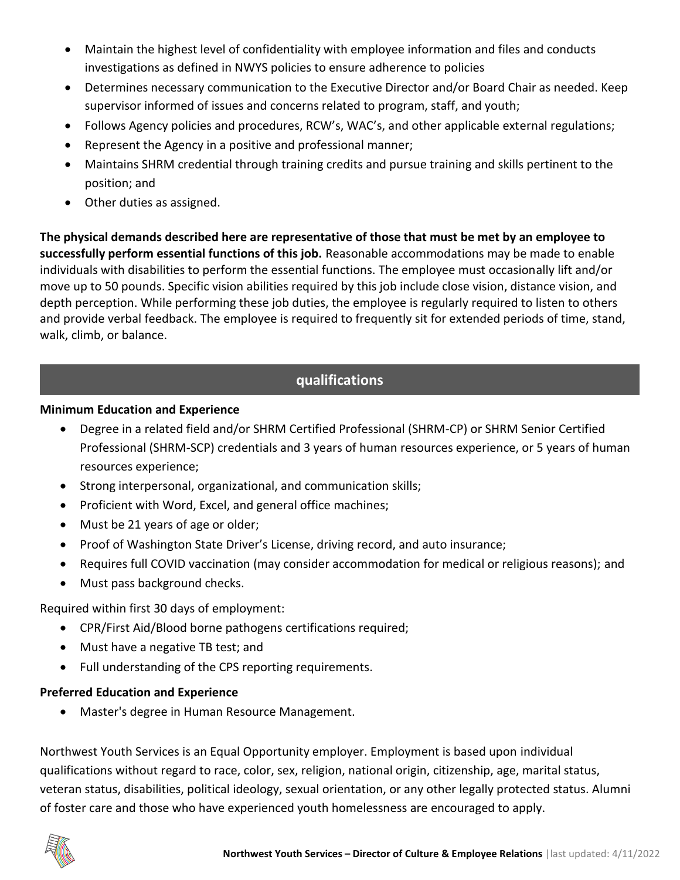- Maintain the highest level of confidentiality with employee information and files and conducts investigations as defined in NWYS policies to ensure adherence to policies
- Determines necessary communication to the Executive Director and/or Board Chair as needed. Keep supervisor informed of issues and concerns related to program, staff, and youth;
- Follows Agency policies and procedures, RCW's, WAC's, and other applicable external regulations;
- Represent the Agency in a positive and professional manner;
- Maintains SHRM credential through training credits and pursue training and skills pertinent to the position; and
- Other duties as assigned.

**The physical demands described here are representative of those that must be met by an employee to successfully perform essential functions of this job.** Reasonable accommodations may be made to enable individuals with disabilities to perform the essential functions. The employee must occasionally lift and/or move up to 50 pounds. Specific vision abilities required by this job include close vision, distance vision, and depth perception. While performing these job duties, the employee is regularly required to listen to others and provide verbal feedback. The employee is required to frequently sit for extended periods of time, stand, walk, climb, or balance.

## qualifications

**Minimum Education and Experience**

- Degree in a related field and/or SHRM Certified Professional (SHRM-CP) or SHRM Senior Certified Professional (SHRM-SCP) credentials and 3 years of human resources experience, or 5 years of human resources experience;
- Strong interpersonal, organizational, and communication skills;
- Proficient with Word, Excel, and general office machines;
- Must be 21 years of age or older;
- Proof of Washington State Driver's License, driving record, and auto insurance;
- Requires full COVID vaccination (may consider accommodation for medical or religious reasons); and
- Must pass background checks.

Required within first 30 days of employment:

- CPR/First Aid/Blood borne pathogens certifications required;
- Must have a negative TB test; and
- Full understanding of the CPS reporting requirements.

**Preferred Education and Experience**

- Master's degree in Human Resource Management.

Northwest Youth Services is an Equal Opportunity employer. Employment is based upon individual qualifications without regard to race, color, sex, religion, national origin, citizenship, age, marital status, veteran status, disabilities, political ideology, sexual orientation, or any other legally protected status. Alumni of foster care and those who have experienced youth homelessness are encouraged to apply.